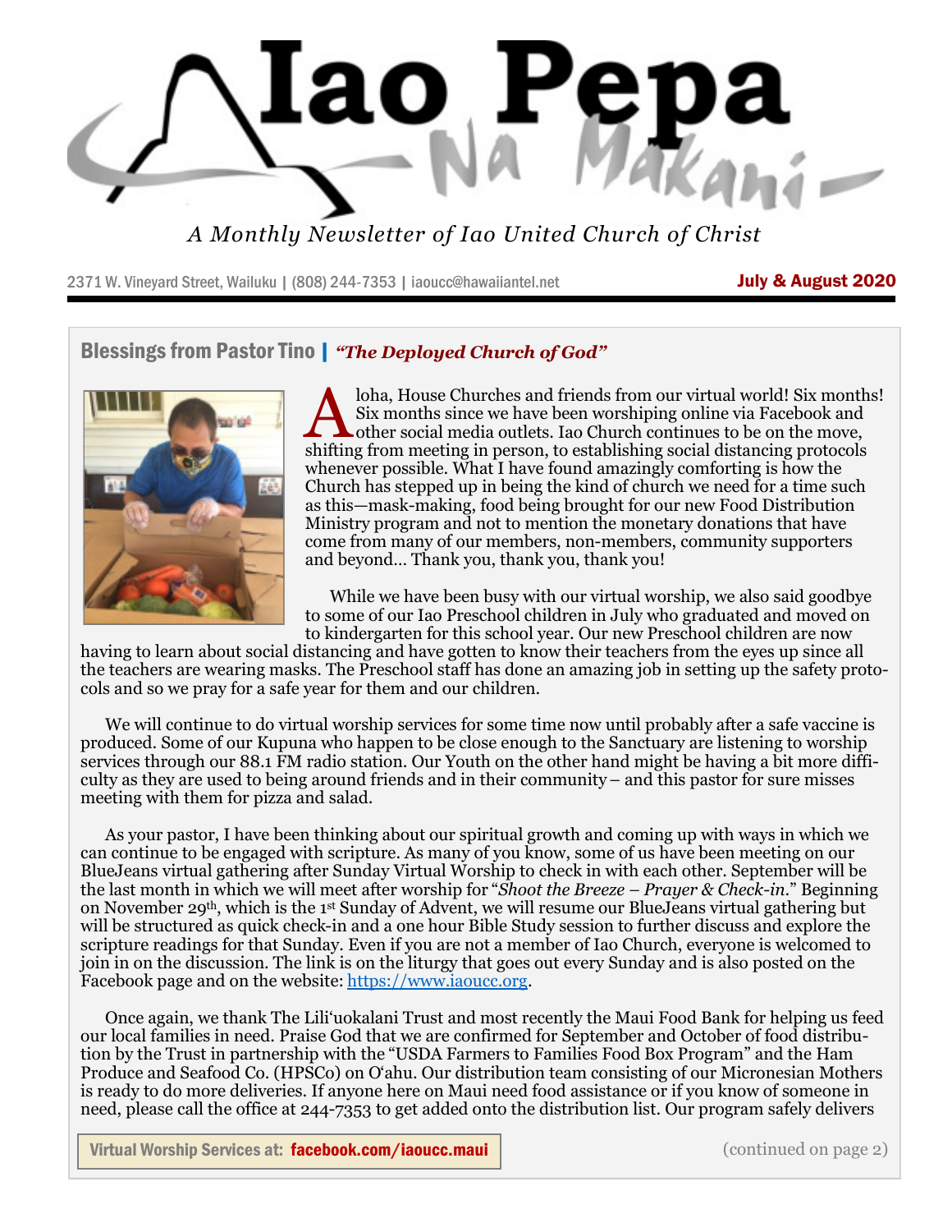# Iao Pepa — Na Makani

*A Monthly Newsletter of Iao United Church of Christ*

2371 W. Vineyard Street, Wailuku | (808) 244-7353 | iaoucc@hawaiiantel.net

**July & August 2020**

## Blessings from Pastor Tino | *"The Deployed Church of God"*

Aloha, House Churches and friends from our virtual world! Six months! Six months since we have been worshiping online via Facebook and other social media outlets. Iao Church continues to be on the move, shifting from meeting in person, to establishing social distancing protocols whenever possible. What I have found amazingly comforting is how the Church has stepped up in being the kind of church we need for a time such as this—mask-making, food being brought for our new Food Distribution Ministry program and not to mention the monetary donations that have come from many of our members, non-members, community supporters and beyond… Thank you, thank you, thank you!

While we have been busy with our virtual worship, we also said goodbye to some of our Iao Preschool children in July who graduated and moved on to kindergarten for this school year. Our new Preschool children are now having to learn about social distancing and have gotten to know their teachers from the eyes up since all the teachers are wearing masks. The Preschool staff has done an amazing job in setting up the safety protocols and so we pray for a safe year for them and our children.

We will continue to do virtual worship services for some time now until probably after a safe vaccine is produced. Some of our Kupuna who happen to be close enough to the Sanctuary are listening to worship services through our 88.1 FM radio station. Our Youth on the other hand might be having a bit more difficulty as they are used to being around friends and in their community – and this pastor for sure misses meeting with them for pizza and salad.

As your pastor, I have been thinking about our spiritual growth and coming up with ways in which we can continue to be engaged with scripture. As many of you know, some of us have been meeting on our BlueJeans virtual gathering after Sunday Virtual Worship to check in with each other. September will be the last month in which we will meet after worship for "*Shoot the Breeze – Prayer & Check-in*." Beginning on November 29th, which is the 1st Sunday of Advent, we will resume our BlueJeans virtual gathering but will be structured as quick check-in and a one hour Bible Study session to further discuss and explore the scripture readings for that Sunday. Even if you are not a member of Iao Church, everyone is welcomed to join in on the discussion. The link is on the liturgy that goes out every Sunday and is also posted on the Facebook page and on the website: https://www.iaoucc.org.

Once again, we thank The Liliʻuokalani Trust and most recently the Maui Food Bank for helping us feed our local families in need. Praise God that we are confirmed for September and October of food distribution by the Trust in partnership with the "USDA Farmers to Families Food Box Program" and the Ham Produce and Seafood Co. (HPSCo) on Oʻahu. Our distribution team consisting of our Micronesian Mothers is ready to do more deliveries. If anyone here on Maui need food assistance or if you know of someone in need, please call the office at 244-7353 to get added onto the distribution list. Our program safely delivers

**Virtual Worship Services at: facebook.com/iaoucc.maui**

(continued on page 2)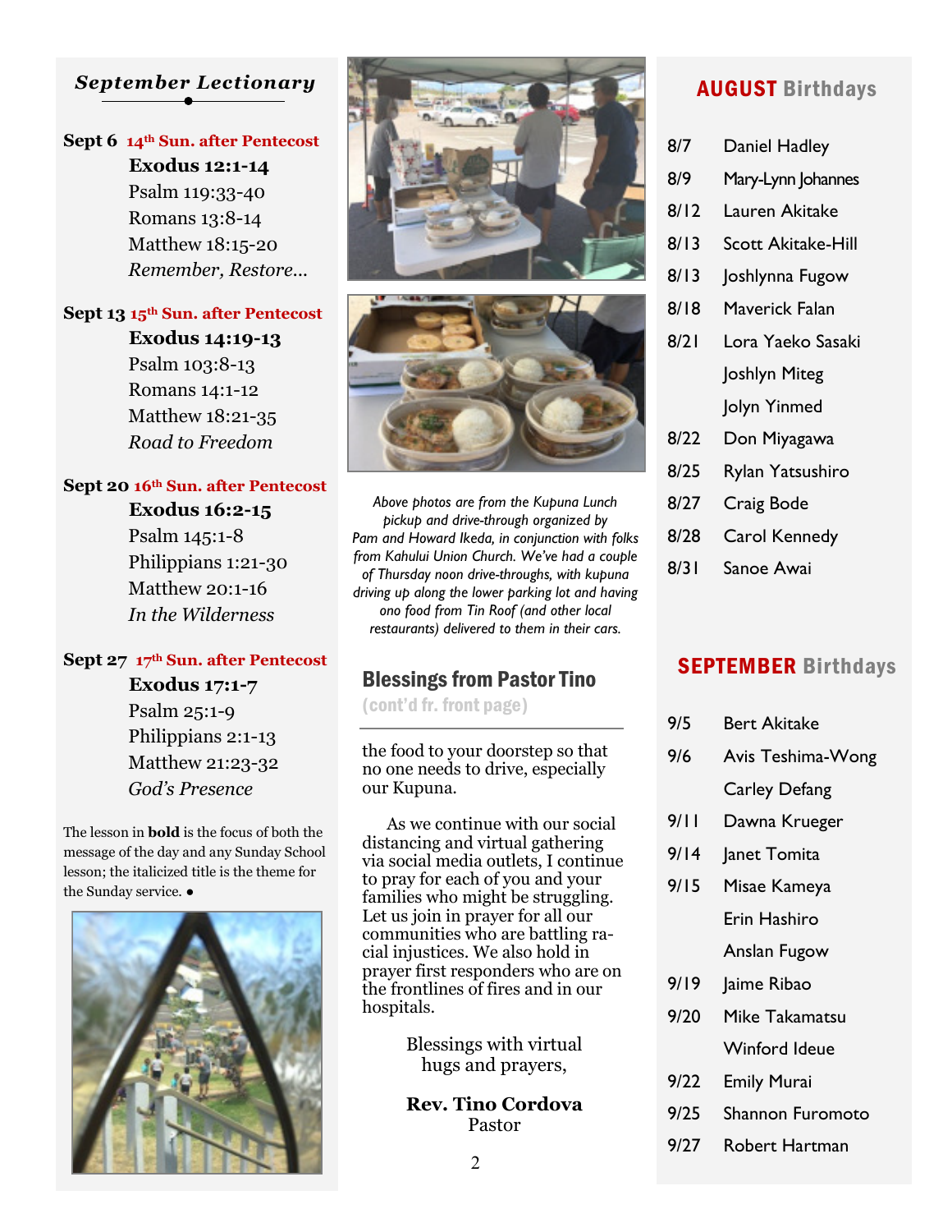## *September Lectionary*

**Sept 6** **14th Sun. after Pentecost**
**Exodus 12:1-14**
Psalm 119:33-40
Romans 13:8-14
Matthew 18:15-20
*Remember, Restore...*

**Sept 13** **15th Sun. after Pentecost**
**Exodus 14:19-13**
Psalm 103:8-13
Romans 14:1-12
Matthew 18:21-35
*Road to Freedom*

**Sept 20** **16th Sun. after Pentecost**
**Exodus 16:2-15**
Psalm 145:1-8
Philippians 1:21-30
Matthew 20:1-16
*In the Wilderness*

**Sept 27** **17th Sun. after Pentecost**
**Exodus 17:1-7**
Psalm 25:1-9
Philippians 2:1-13
Matthew 21:23-32
*God's Presence*

The lesson in **bold** is the focus of both the message of the day and any Sunday School lesson; the italicized title is the theme for the Sunday service. •

*Above photos are from the Kupuna Lunch pickup and drive-through organized by Pam and Howard Ikeda, in conjunction with folks from Kahului Union Church. We've had a couple of Thursday noon drive-throughs, with kupuna driving up along the lower parking lot and having ono food from Tin Roof (and other local restaurants) delivered to them in their cars.*

## Blessings from Pastor Tino

(cont'd fr. front page)

the food to your doorstep so that no one needs to drive, especially our Kupuna.

As we continue with our social distancing and virtual gathering via social media outlets, I continue to pray for each of you and your families who might be struggling. Let us join in prayer for all our communities who are battling racial injustices. We also hold in prayer first responders who are on the frontlines of fires and in our hospitals.

Blessings with virtual hugs and prayers,

**Rev. Tino Cordova**
Pastor

## AUGUST Birthdays

| | |
|---|---|
| 8/7 | Daniel Hadley |
| 8/9 | Mary-Lynn Johannes |
| 8/12 | Lauren Akitake |
| 8/13 | Scott Akitake-Hill |
| 8/13 | Joshlynna Fugow |
| 8/18 | Maverick Falan |
| 8/21 | Lora Yaeko Sasaki |
| | Joshlyn Miteg |
| | Jolyn Yinmed |
| 8/22 | Don Miyagawa |
| 8/25 | Rylan Yatsushiro |
| 8/27 | Craig Bode |
| 8/28 | Carol Kennedy |
| 8/31 | Sanoe Awai |

## SEPTEMBER Birthdays

| | |
|---|---|
| 9/5 | Bert Akitake |
| 9/6 | Avis Teshima-Wong |
| | Carley Defang |
| 9/11 | Dawna Krueger |
| 9/14 | Janet Tomita |
| 9/15 | Misae Kameya |
| | Erin Hashiro |
| | Anslan Fugow |
| 9/19 | Jaime Ribao |
| 9/20 | Mike Takamatsu |
| | Winford Ideue |
| 9/22 | Emily Murai |
| 9/25 | Shannon Furomoto |
| 9/27 | Robert Hartman |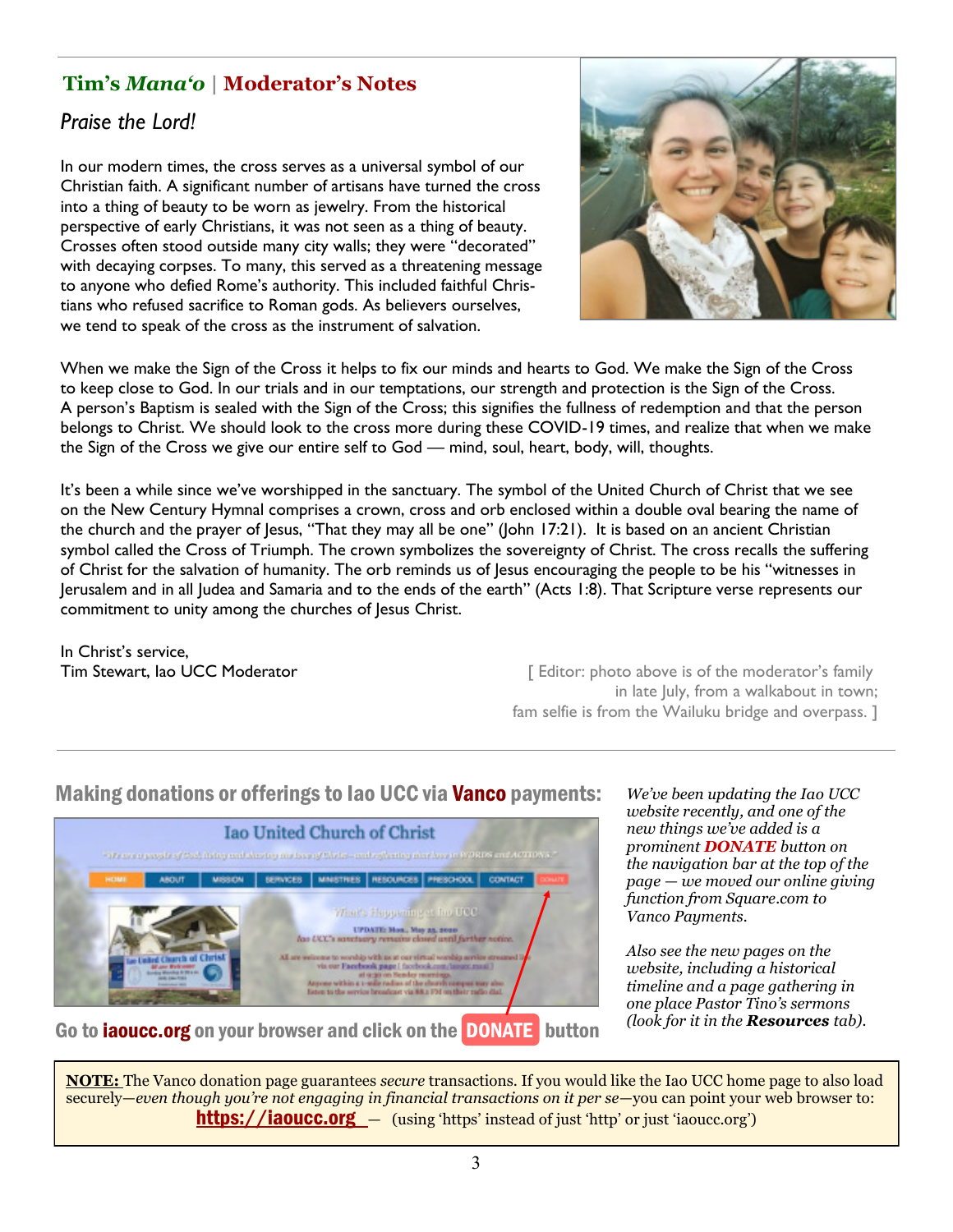## Tim's *Mana'o* | Moderator's Notes

*Praise the Lord!*

In our modern times, the cross serves as a universal symbol of our Christian faith. A significant number of artisans have turned the cross into a thing of beauty to be worn as jewelry. From the historical perspective of early Christians, it was not seen as a thing of beauty. Crosses often stood outside many city walls; they were "decorated" with decaying corpses. To many, this served as a threatening message to anyone who defied Rome's authority. This included faithful Christians who refused sacrifice to Roman gods. As believers ourselves, we tend to speak of the cross as the instrument of salvation.

When we make the Sign of the Cross it helps to fix our minds and hearts to God. We make the Sign of the Cross to keep close to God. In our trials and in our temptations, our strength and protection is the Sign of the Cross. A person's Baptism is sealed with the Sign of the Cross; this signifies the fullness of redemption and that the person belongs to Christ. We should look to the cross more during these COVID-19 times, and realize that when we make the Sign of the Cross we give our entire self to God — mind, soul, heart, body, will, thoughts.

It's been a while since we've worshipped in the sanctuary. The symbol of the United Church of Christ that we see on the New Century Hymnal comprises a crown, cross and orb enclosed within a double oval bearing the name of the church and the prayer of Jesus, "That they may all be one" (John 17:21). It is based on an ancient Christian symbol called the Cross of Triumph. The crown symbolizes the sovereignty of Christ. The cross recalls the suffering of Christ for the salvation of humanity. The orb reminds us of Jesus encouraging the people to be his "witnesses in Jerusalem and in all Judea and Samaria and to the ends of the earth" (Acts 1:8). That Scripture verse represents our commitment to unity among the churches of Jesus Christ.

In Christ's service,
Tim Stewart, Iao UCC Moderator

[ Editor: photo above is of the moderator's family in late July, from a walkabout in town; fam selfie is from the Wailuku bridge and overpass. ]

---

## Making donations or offerings to Iao UCC via Vanco payments:

Go to **iaoucc.org** on your browser and click on the **DONATE** button

*We've been updating the Iao UCC website recently, and one of the new things we've added is a prominent* ***DONATE*** *button on the navigation bar at the top of the page — we moved our online giving function from Square.com to Vanco Payments.*

*Also see the new pages on the website, including a historical timeline and a page gathering in one place Pastor Tino's sermons (look for it in the* ***Resources*** *tab).*

**NOTE:** The Vanco donation page guarantees *secure* transactions. If you would like the Iao UCC home page to also load securely—*even though you're not engaging in financial transactions on it per se*—you can point your web browser to: **https://iaoucc.org** — (using 'https' instead of just 'http' or just 'iaoucc.org')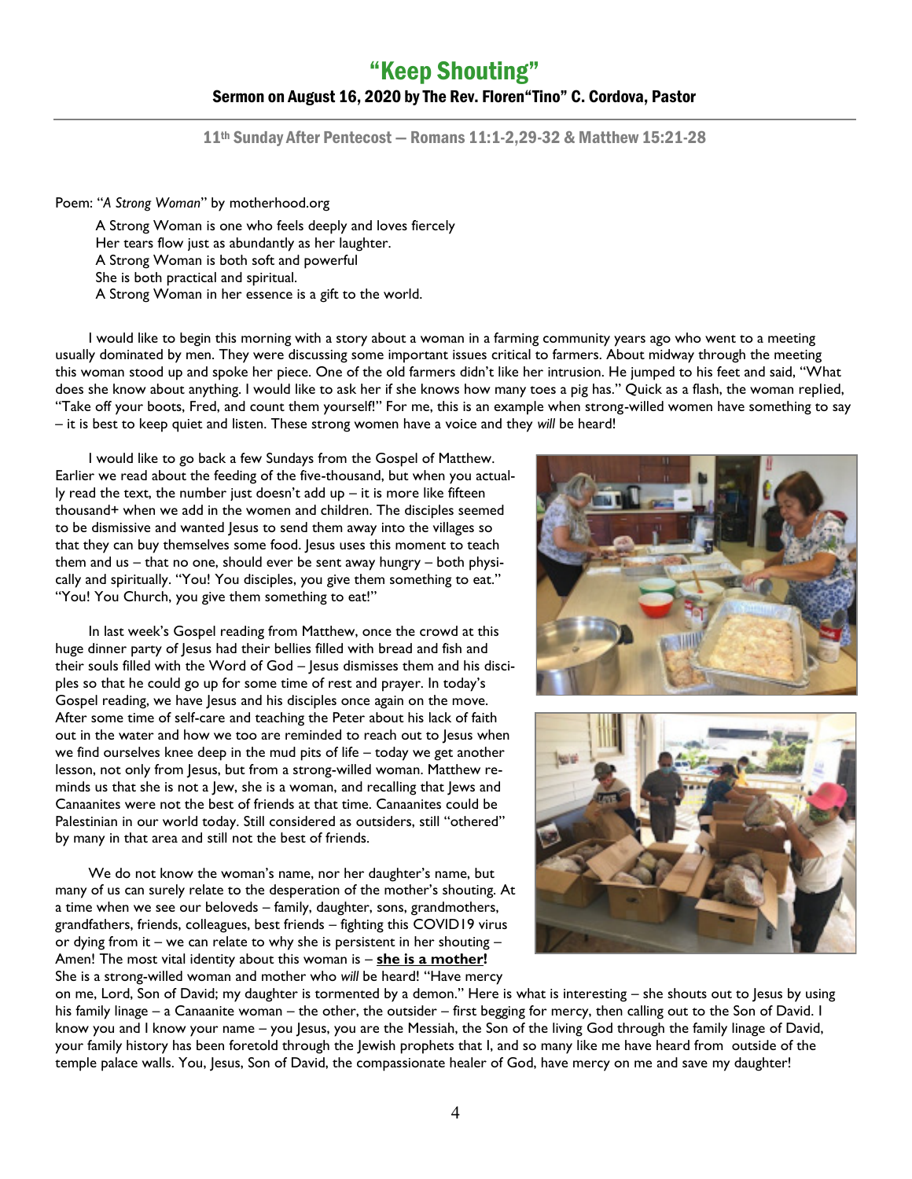# "Keep Shouting"

## Sermon on August 16, 2020 by The Rev. Floren"Tino" C. Cordova, Pastor

11th Sunday After Pentecost — Romans 11:1-2,29-32 & Matthew 15:21-28

Poem: "*A Strong Woman*" by motherhood.org

> A Strong Woman is one who feels deeply and loves fiercely
> Her tears flow just as abundantly as her laughter.
> A Strong Woman is both soft and powerful
> She is both practical and spiritual.
> A Strong Woman in her essence is a gift to the world.

I would like to begin this morning with a story about a woman in a farming community years ago who went to a meeting usually dominated by men. They were discussing some important issues critical to farmers. About midway through the meeting this woman stood up and spoke her piece. One of the old farmers didn't like her intrusion. He jumped to his feet and said, "What does she know about anything. I would like to ask her if she knows how many toes a pig has." Quick as a flash, the woman replied, "Take off your boots, Fred, and count them yourself!" For me, this is an example when strong-willed women have something to say – it is best to keep quiet and listen. These strong women have a voice and they *will* be heard!

I would like to go back a few Sundays from the Gospel of Matthew. Earlier we read about the feeding of the five-thousand, but when you actually read the text, the number just doesn't add up – it is more like fifteen thousand+ when we add in the women and children. The disciples seemed to be dismissive and wanted Jesus to send them away into the villages so that they can buy themselves some food. Jesus uses this moment to teach them and us – that no one, should ever be sent away hungry – both physically and spiritually. "You! You disciples, you give them something to eat." "You! You Church, you give them something to eat!"

In last week's Gospel reading from Matthew, once the crowd at this huge dinner party of Jesus had their bellies filled with bread and fish and their souls filled with the Word of God – Jesus dismisses them and his disciples so that he could go up for some time of rest and prayer. In today's Gospel reading, we have Jesus and his disciples once again on the move. After some time of self-care and teaching the Peter about his lack of faith out in the water and how we too are reminded to reach out to Jesus when we find ourselves knee deep in the mud pits of life – today we get another lesson, not only from Jesus, but from a strong-willed woman. Matthew reminds us that she is not a Jew, she is a woman, and recalling that Jews and Canaanites were not the best of friends at that time. Canaanites could be Palestinian in our world today. Still considered as outsiders, still "othered" by many in that area and still not the best of friends.

We do not know the woman's name, nor her daughter's name, but many of us can surely relate to the desperation of the mother's shouting. At a time when we see our beloveds – family, daughter, sons, grandmothers, grandfathers, friends, colleagues, best friends – fighting this COVID19 virus or dying from it – we can relate to why she is persistent in her shouting – Amen! The most vital identity about this woman is – **she is a mother!** She is a strong-willed woman and mother who *will* be heard! "Have mercy on me, Lord, Son of David; my daughter is tormented by a demon." Here is what is interesting – she shouts out to Jesus by using his family linage – a Canaanite woman – the other, the outsider – first begging for mercy, then calling out to the Son of David. I know you and I know your name – you Jesus, you are the Messiah, the Son of the living God through the family linage of David, your family history has been foretold through the Jewish prophets that I, and so many like me have heard from outside of the temple palace walls. You, Jesus, Son of David, the compassionate healer of God, have mercy on me and save my daughter!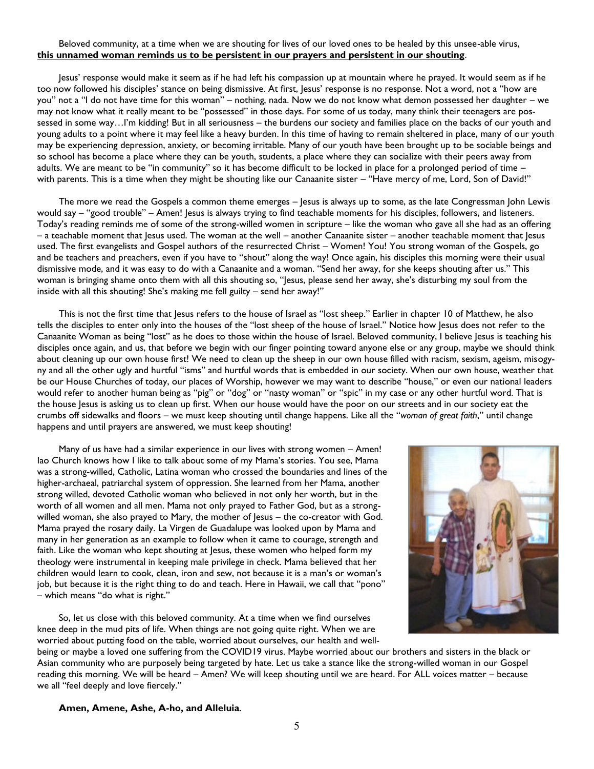Beloved community, at a time when we are shouting for lives of our loved ones to be healed by this unsee-able virus, **this unnamed woman reminds us to be persistent in our prayers and persistent in our shouting**.

Jesus' response would make it seem as if he had left his compassion up at mountain where he prayed. It would seem as if he too now followed his disciples' stance on being dismissive. At first, Jesus' response is no response. Not a word, not a "how are you" not a "I do not have time for this woman" – nothing, nada. Now we do not know what demon possessed her daughter – we may not know what it really meant to be "possessed" in those days. For some of us today, many think their teenagers are possessed in some way…I'm kidding! But in all seriousness – the burdens our society and families place on the backs of our youth and young adults to a point where it may feel like a heavy burden. In this time of having to remain sheltered in place, many of our youth may be experiencing depression, anxiety, or becoming irritable. Many of our youth have been brought up to be sociable beings and so school has become a place where they can be youth, students, a place where they can socialize with their peers away from adults. We are meant to be "in community" so it has become difficult to be locked in place for a prolonged period of time – with parents. This is a time when they might be shouting like our Canaanite sister – "Have mercy of me, Lord, Son of David!"

The more we read the Gospels a common theme emerges – Jesus is always up to some, as the late Congressman John Lewis would say – "good trouble" – Amen! Jesus is always trying to find teachable moments for his disciples, followers, and listeners. Today's reading reminds me of some of the strong-willed women in scripture – like the woman who gave all she had as an offering – a teachable moment that Jesus used. The woman at the well – another Canaanite sister – another teachable moment that Jesus used. The first evangelists and Gospel authors of the resurrected Christ – Women! You! You strong woman of the Gospels, go and be teachers and preachers, even if you have to "shout" along the way! Once again, his disciples this morning were their usual dismissive mode, and it was easy to do with a Canaanite and a woman. "Send her away, for she keeps shouting after us." This woman is bringing shame onto them with all this shouting so, "Jesus, please send her away, she's disturbing my soul from the inside with all this shouting! She's making me fell guilty – send her away!"

This is not the first time that Jesus refers to the house of Israel as "lost sheep." Earlier in chapter 10 of Matthew, he also tells the disciples to enter only into the houses of the "lost sheep of the house of Israel." Notice how Jesus does not refer to the Canaanite Woman as being "lost" as he does to those within the house of Israel. Beloved community, I believe Jesus is teaching his disciples once again, and us, that before we begin with our finger pointing toward anyone else or any group, maybe we should think about cleaning up our own house first! We need to clean up the sheep in our own house filled with racism, sexism, ageism, misogyny and all the other ugly and hurtful "isms" and hurtful words that is embedded in our society. When our own house, weather that be our House Churches of today, our places of Worship, however we may want to describe "house," or even our national leaders would refer to another human being as "pig" or "dog" or "nasty woman" or "spic" in my case or any other hurtful word. That is the house Jesus is asking us to clean up first. When our house would have the poor on our streets and in our society eat the crumbs off sidewalks and floors – we must keep shouting until change happens. Like all the "*woman of great faith*," until change happens and until prayers are answered, we must keep shouting!

Many of us have had a similar experience in our lives with strong women – Amen! Iao Church knows how I like to talk about some of my Mama's stories. You see, Mama was a strong-willed, Catholic, Latina woman who crossed the boundaries and lines of the higher-archaeal, patriarchal system of oppression. She learned from her Mama, another strong willed, devoted Catholic woman who believed in not only her worth, but in the worth of all women and all men. Mama not only prayed to Father God, but as a strong-willed woman, she also prayed to Mary, the mother of Jesus – the co-creator with God. Mama prayed the rosary daily. La Virgen de Guadalupe was looked upon by Mama and many in her generation as an example to follow when it came to courage, strength and faith. Like the woman who kept shouting at Jesus, these women who helped form my theology were instrumental in keeping male privilege in check. Mama believed that her children would learn to cook, clean, iron and sew, not because it is a man's or woman's job, but because it is the right thing to do and teach. Here in Hawaii, we call that "pono" – which means "do what is right."

So, let us close with this beloved community. At a time when we find ourselves knee deep in the mud pits of life. When things are not going quite right. When we are worried about putting food on the table, worried about ourselves, our health and well-being or maybe a loved one suffering from the COVID19 virus. Maybe worried about our brothers and sisters in the black or Asian community who are purposely being targeted by hate. Let us take a stance like the strong-willed woman in our Gospel reading this morning. We will be heard – Amen? We will keep shouting until we are heard. For ALL voices matter – because we all "feel deeply and love fiercely."

**Amen, Amene, Ashe, A-ho, and Alleluia**.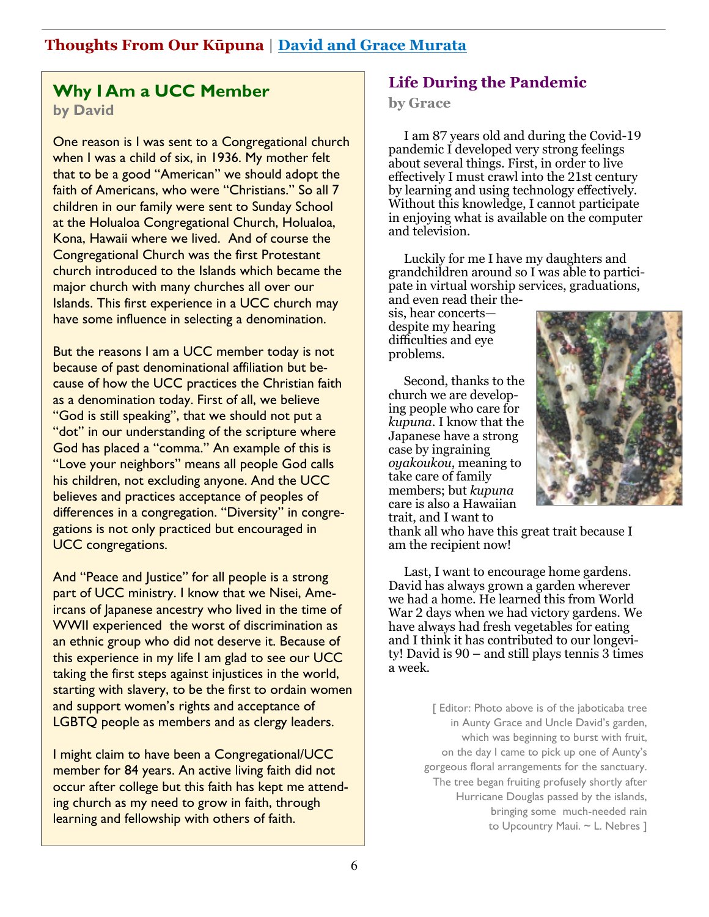## Thoughts From Our Kūpuna | David and Grace Murata

### Why I Am a UCC Member

**by David**

One reason is I was sent to a Congregational church when I was a child of six, in 1936. My mother felt that to be a good "American" we should adopt the faith of Americans, who were "Christians." So all 7 children in our family were sent to Sunday School at the Holualoa Congregational Church, Holualoa, Kona, Hawaii where we lived. And of course the Congregational Church was the first Protestant church introduced to the Islands which became the major church with many churches all over our Islands. This first experience in a UCC church may have some influence in selecting a denomination.

But the reasons I am a UCC member today is not because of past denominational affiliation but because of how the UCC practices the Christian faith as a denomination today. First of all, we believe "God is still speaking", that we should not put a "dot" in our understanding of the scripture where God has placed a "comma." An example of this is "Love your neighbors" means all people God calls his children, not excluding anyone. And the UCC believes and practices acceptance of peoples of differences in a congregation. "Diversity" in congregations is not only practiced but encouraged in UCC congregations.

And "Peace and Justice" for all people is a strong part of UCC ministry. I know that we Nisei, Ameircans of Japanese ancestry who lived in the time of WWII experienced the worst of discrimination as an ethnic group who did not deserve it. Because of this experience in my life I am glad to see our UCC taking the first steps against injustices in the world, starting with slavery, to be the first to ordain women and support women's rights and acceptance of LGBTQ people as members and as clergy leaders.

I might claim to have been a Congregational/UCC member for 84 years. An active living faith did not occur after college but this faith has kept me attending church as my need to grow in faith, through learning and fellowship with others of faith.

### Life During the Pandemic

**by Grace**

I am 87 years old and during the Covid-19 pandemic I developed very strong feelings about several things. First, in order to live effectively I must crawl into the 21st century by learning and using technology effectively. Without this knowledge, I cannot participate in enjoying what is available on the computer and television.

Luckily for me I have my daughters and grandchildren around so I was able to participate in virtual worship services, graduations, and even read their thesis, hear concerts—despite my hearing difficulties and eye problems.

Second, thanks to the church we are developing people who care for *kupuna*. I know that the Japanese have a strong case by ingraining *oyakoukou*, meaning to take care of family members; but *kupuna* care is also a Hawaiian trait, and I want to thank all who have this great trait because I am the recipient now!

Last, I want to encourage home gardens. David has always grown a garden wherever we had a home. He learned this from World War 2 days when we had victory gardens. We have always had fresh vegetables for eating and I think it has contributed to our longevity! David is 90 – and still plays tennis 3 times a week.

[ Editor: Photo above is of the jaboticaba tree in Aunty Grace and Uncle David's garden, which was beginning to burst with fruit, on the day I came to pick up one of Aunty's gorgeous floral arrangements for the sanctuary. The tree began fruiting profusely shortly after Hurricane Douglas passed by the islands, bringing some much-needed rain to Upcountry Maui. ~ L. Nebres ]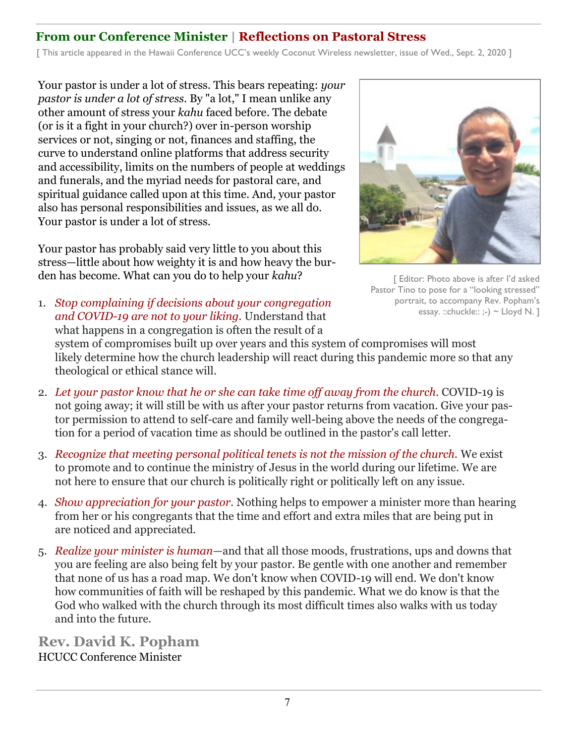## From our Conference Minister | Reflections on Pastoral Stress

[ This article appeared in the Hawaii Conference UCC's weekly Coconut Wireless newsletter, issue of Wed., Sept. 2, 2020 ]

Your pastor is under a lot of stress. This bears repeating: *your pastor is under a lot of stress*. By "a lot," I mean unlike any other amount of stress your *kahu* faced before. The debate (or is it a fight in your church?) over in-person worship services or not, singing or not, finances and staffing, the curve to understand online platforms that address security and accessibility, limits on the numbers of people at weddings and funerals, and the myriad needs for pastoral care, and spiritual guidance called upon at this time. And, your pastor also has personal responsibilities and issues, as we all do. Your pastor is under a lot of stress.

Your pastor has probably said very little to you about this stress—little about how weighty it is and how heavy the burden has become. What can you do to help your *kahu*?

[ Editor: Photo above is after I'd asked Pastor Tino to pose for a "looking stressed" portrait, to accompany Rev. Popham's essay. ::chuckle:: ;-) ~ Lloyd N. ]

1. *Stop complaining if decisions about your congregation and COVID-19 are not to your liking.* Understand that what happens in a congregation is often the result of a system of compromises built up over years and this system of compromises will most likely determine how the church leadership will react during this pandemic more so that any theological or ethical stance will.
2. *Let your pastor know that he or she can take time off away from the church.* COVID-19 is not going away; it will still be with us after your pastor returns from vacation. Give your pastor permission to attend to self-care and family well-being above the needs of the congregation for a period of vacation time as should be outlined in the pastor's call letter.
3. *Recognize that meeting personal political tenets is not the mission of the church.* We exist to promote and to continue the ministry of Jesus in the world during our lifetime. We are not here to ensure that our church is politically right or politically left on any issue.
4. *Show appreciation for your pastor.* Nothing helps to empower a minister more than hearing from her or his congregants that the time and effort and extra miles that are being put in are noticed and appreciated.
5. *Realize your minister is human*—and that all those moods, frustrations, ups and downs that you are feeling are also being felt by your pastor. Be gentle with one another and remember that none of us has a road map. We don't know when COVID-19 will end. We don't know how communities of faith will be reshaped by this pandemic. What we do know is that the God who walked with the church through its most difficult times also walks with us today and into the future.

**Rev. David K. Popham**
HCUCC Conference Minister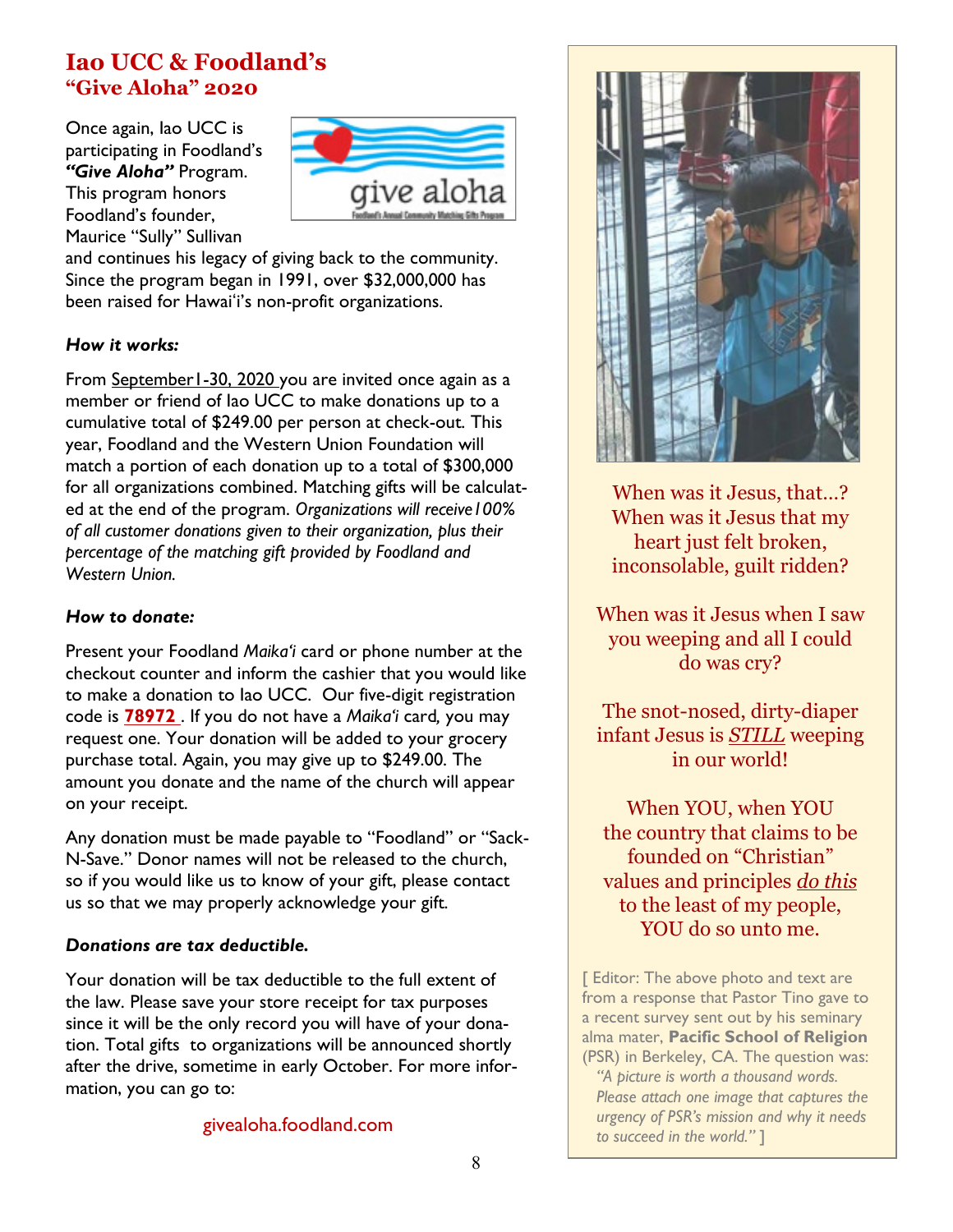# Iao UCC & Foodland's
## "Give Aloha" 2020

Once again, Iao UCC is participating in Foodland's ***"Give Aloha"*** Program. This program honors Foodland's founder, Maurice "Sully" Sullivan and continues his legacy of giving back to the community. Since the program began in 1991, over $32,000,000 has been raised for Hawai'i's non-profit organizations.

***How it works:***

From September1-30, 2020 you are invited once again as a member or friend of Iao UCC to make donations up to a cumulative total of $249.00 per person at check-out. This year, Foodland and the Western Union Foundation will match a portion of each donation up to a total of $300,000 for all organizations combined. Matching gifts will be calculated at the end of the program. *Organizations will receive100% of all customer donations given to their organization, plus their percentage of the matching gift provided by Foodland and Western Union.*

***How to donate:***

Present your Foodland *Maika'i* card or phone number at the checkout counter and inform the cashier that you would like to make a donation to Iao UCC. Our five-digit registration code is **78972** . If you do not have a *Maika'i* card, you may request one. Your donation will be added to your grocery purchase total. Again, you may give up to $249.00. The amount you donate and the name of the church will appear on your receipt.

Any donation must be made payable to "Foodland" or "Sack-N-Save." Donor names will not be released to the church, so if you would like us to know of your gift, please contact us so that we may properly acknowledge your gift.

***Donations are tax deductible.***

Your donation will be tax deductible to the full extent of the law. Please save your store receipt for tax purposes since it will be the only record you will have of your donation. Total gifts to organizations will be announced shortly after the drive, sometime in early October. For more information, you can go to:

givealoha.foodland.com

When was it Jesus, that…?
When was it Jesus that my heart just felt broken, inconsolable, guilt ridden?

When was it Jesus when I saw you weeping and all I could do was cry?

The snot-nosed, dirty-diaper infant Jesus is *STILL* weeping in our world!

When YOU, when YOU the country that claims to be founded on "Christian" values and principles *do this* to the least of my people, YOU do so unto me.

[ Editor: The above photo and text are from a response that Pastor Tino gave to a recent survey sent out by his seminary alma mater, **Pacific School of Religion** (PSR) in Berkeley, CA. The question was: *"A picture is worth a thousand words. Please attach one image that captures the urgency of PSR's mission and why it needs to succeed in the world."* ]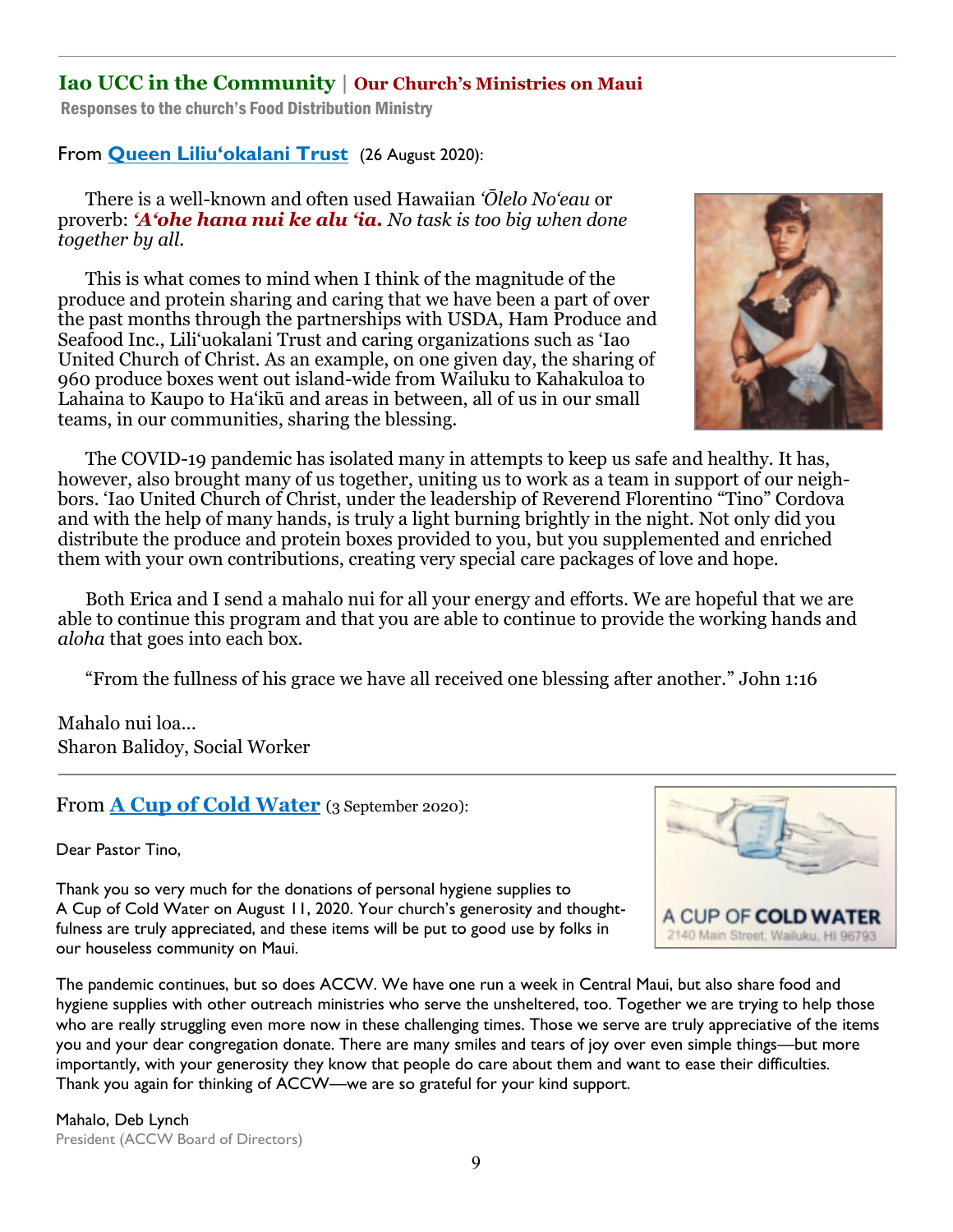## Iao UCC in the Community | Our Church's Ministries on Maui

**Responses to the church's Food Distribution Ministry**

### From **Queen Liliu'okalani Trust** (26 August 2020):

There is a well-known and often used Hawaiian *ʻŌlelo Noʻeau* or proverb: ***ʻAʻohe hana nui ke alu ʻia.*** *No task is too big when done together by all.*

This is what comes to mind when I think of the magnitude of the produce and protein sharing and caring that we have been a part of over the past months through the partnerships with USDA, Ham Produce and Seafood Inc., Liliʻuokalani Trust and caring organizations such as ʻIao United Church of Christ. As an example, on one given day, the sharing of 960 produce boxes went out island-wide from Wailuku to Kahakuloa to Lahaina to Kaupo to Haʻikū and areas in between, all of us in our small teams, in our communities, sharing the blessing.

The COVID-19 pandemic has isolated many in attempts to keep us safe and healthy. It has, however, also brought many of us together, uniting us to work as a team in support of our neighbors. ʻIao United Church of Christ, under the leadership of Reverend Florentino "Tino" Cordova and with the help of many hands, is truly a light burning brightly in the night. Not only did you distribute the produce and protein boxes provided to you, but you supplemented and enriched them with your own contributions, creating very special care packages of love and hope.

Both Erica and I send a mahalo nui for all your energy and efforts. We are hopeful that we are able to continue this program and that you are able to continue to provide the working hands and *aloha* that goes into each box.

"From the fullness of his grace we have all received one blessing after another." John 1:16

Mahalo nui loa…
Sharon Balidoy, Social Worker

---

### From **A Cup of Cold Water** (3 September 2020):

Dear Pastor Tino,

Thank you so very much for the donations of personal hygiene supplies to A Cup of Cold Water on August 11, 2020. Your church's generosity and thoughtfulness are truly appreciated, and these items will be put to good use by folks in our houseless community on Maui.

A CUP OF COLD WATER
2140 Main Street, Wailuku, HI 96793

The pandemic continues, but so does ACCW. We have one run a week in Central Maui, but also share food and hygiene supplies with other outreach ministries who serve the unsheltered, too. Together we are trying to help those who are really struggling even more now in these challenging times. Those we serve are truly appreciative of the items you and your dear congregation donate. There are many smiles and tears of joy over even simple things—but more importantly, with your generosity they know that people do care about them and want to ease their difficulties. Thank you again for thinking of ACCW—we are so grateful for your kind support.

Mahalo, Deb Lynch
President (ACCW Board of Directors)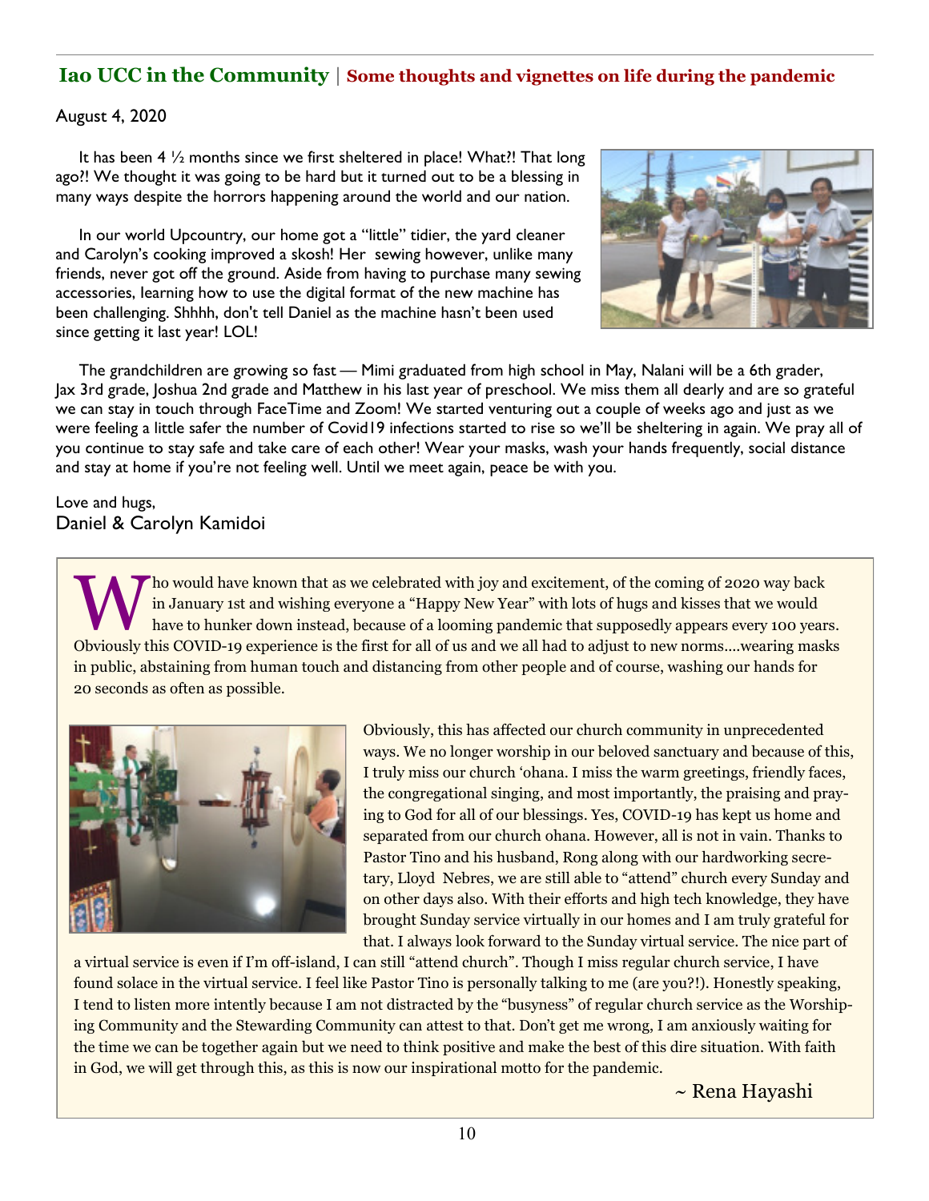## Iao UCC in the Community | Some thoughts and vignettes on life during the pandemic

August 4, 2020

It has been 4 ½ months since we first sheltered in place! What?! That long ago?! We thought it was going to be hard but it turned out to be a blessing in many ways despite the horrors happening around the world and our nation.

In our world Upcountry, our home got a "little" tidier, the yard cleaner and Carolyn's cooking improved a skosh! Her sewing however, unlike many friends, never got off the ground. Aside from having to purchase many sewing accessories, learning how to use the digital format of the new machine has been challenging. Shhhh, don't tell Daniel as the machine hasn't been used since getting it last year! LOL!

The grandchildren are growing so fast — Mimi graduated from high school in May, Nalani will be a 6th grader, Jax 3rd grade, Joshua 2nd grade and Matthew in his last year of preschool. We miss them all dearly and are so grateful we can stay in touch through FaceTime and Zoom! We started venturing out a couple of weeks ago and just as we were feeling a little safer the number of Covid19 infections started to rise so we'll be sheltering in again. We pray all of you continue to stay safe and take care of each other! Wear your masks, wash your hands frequently, social distance and stay at home if you're not feeling well. Until we meet again, peace be with you.

Love and hugs,
Daniel & Carolyn Kamidoi

---

Who would have known that as we celebrated with joy and excitement, of the coming of 2020 way back in January 1st and wishing everyone a "Happy New Year" with lots of hugs and kisses that we would have to hunker down instead, because of a looming pandemic that supposedly appears every 100 years. Obviously this COVID-19 experience is the first for all of us and we all had to adjust to new norms....wearing masks in public, abstaining from human touch and distancing from other people and of course, washing our hands for 20 seconds as often as possible.

Obviously, this has affected our church community in unprecedented ways. We no longer worship in our beloved sanctuary and because of this, I truly miss our church 'ohana. I miss the warm greetings, friendly faces, the congregational singing, and most importantly, the praising and praying to God for all of our blessings. Yes, COVID-19 has kept us home and separated from our church ohana. However, all is not in vain. Thanks to Pastor Tino and his husband, Rong along with our hardworking secretary, Lloyd Nebres, we are still able to "attend" church every Sunday and on other days also. With their efforts and high tech knowledge, they have brought Sunday service virtually in our homes and I am truly grateful for that. I always look forward to the Sunday virtual service. The nice part of a virtual service is even if I'm off-island, I can still "attend church". Though I miss regular church service, I have found solace in the virtual service. I feel like Pastor Tino is personally talking to me (are you?!). Honestly speaking, I tend to listen more intently because I am not distracted by the "busyness" of regular church service as the Worshiping Community and the Stewarding Community can attest to that. Don't get me wrong, I am anxiously waiting for the time we can be together again but we need to think positive and make the best of this dire situation. With faith in God, we will get through this, as this is now our inspirational motto for the pandemic.

~ Rena Hayashi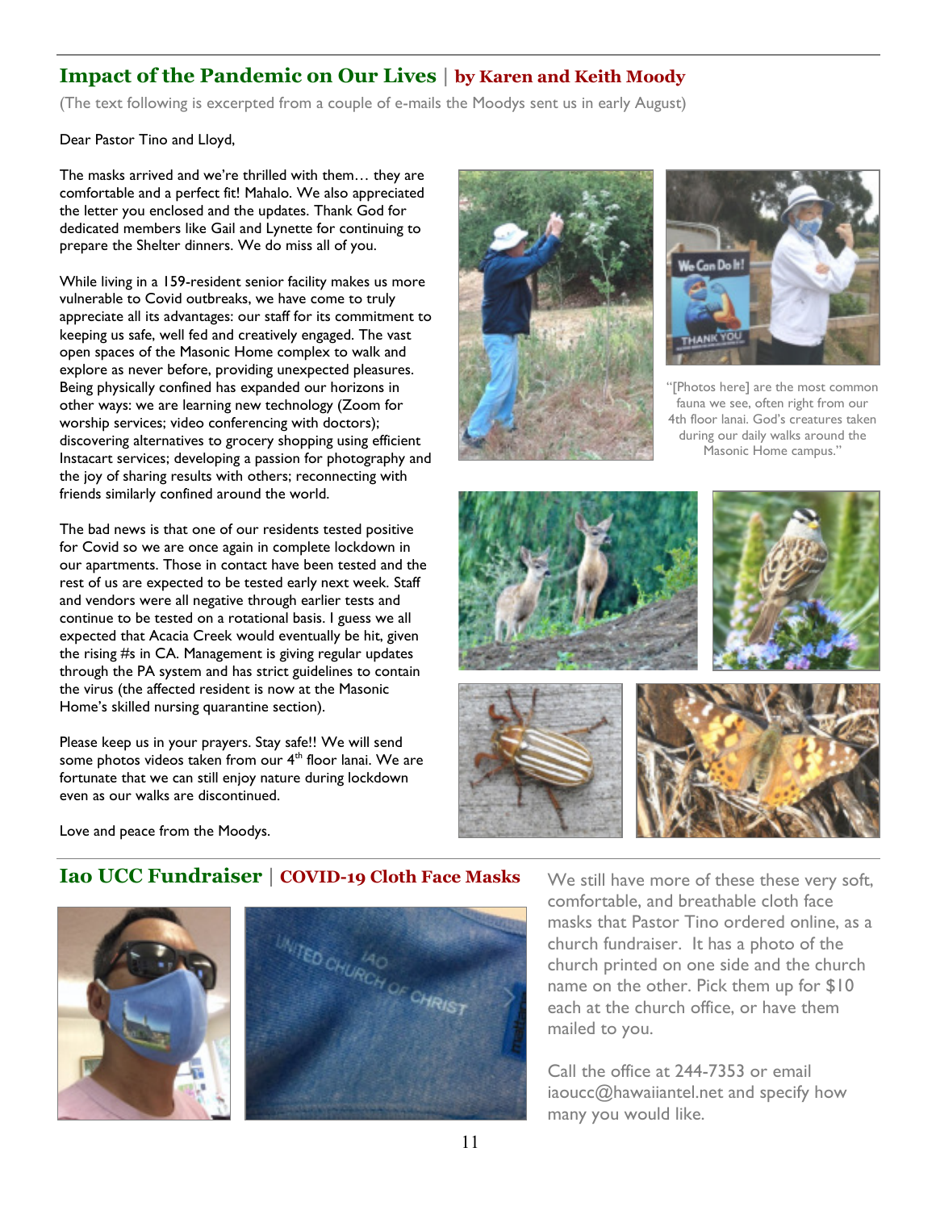## Impact of the Pandemic on Our Lives | by Karen and Keith Moody

(The text following is excerpted from a couple of e-mails the Moodys sent us in early August)

Dear Pastor Tino and Lloyd,

The masks arrived and we're thrilled with them… they are comfortable and a perfect fit! Mahalo. We also appreciated the letter you enclosed and the updates. Thank God for dedicated members like Gail and Lynette for continuing to prepare the Shelter dinners. We do miss all of you.

While living in a 159-resident senior facility makes us more vulnerable to Covid outbreaks, we have come to truly appreciate all its advantages: our staff for its commitment to keeping us safe, well fed and creatively engaged. The vast open spaces of the Masonic Home complex to walk and explore as never before, providing unexpected pleasures. Being physically confined has expanded our horizons in other ways: we are learning new technology (Zoom for worship services; video conferencing with doctors); discovering alternatives to grocery shopping using efficient Instacart services; developing a passion for photography and the joy of sharing results with others; reconnecting with friends similarly confined around the world.

The bad news is that one of our residents tested positive for Covid so we are once again in complete lockdown in our apartments. Those in contact have been tested and the rest of us are expected to be tested early next week. Staff and vendors were all negative through earlier tests and continue to be tested on a rotational basis. I guess we all expected that Acacia Creek would eventually be hit, given the rising #s in CA. Management is giving regular updates through the PA system and has strict guidelines to contain the virus (the affected resident is now at the Masonic Home's skilled nursing quarantine section).

Please keep us in your prayers. Stay safe!! We will send some photos videos taken from our 4th floor lanai. We are fortunate that we can still enjoy nature during lockdown even as our walks are discontinued.

Love and peace from the Moodys.

"[Photos here] are the most common fauna we see, often right from our 4th floor lanai. God's creatures taken during our daily walks around the Masonic Home campus."

## Iao UCC Fundraiser | COVID-19 Cloth Face Masks

We still have more of these these very soft, comfortable, and breathable cloth face masks that Pastor Tino ordered online, as a church fundraiser. It has a photo of the church printed on one side and the church name on the other. Pick them up for $10 each at the church office, or have them mailed to you.

Call the office at 244-7353 or email iaoucc@hawaiiantel.net and specify how many you would like.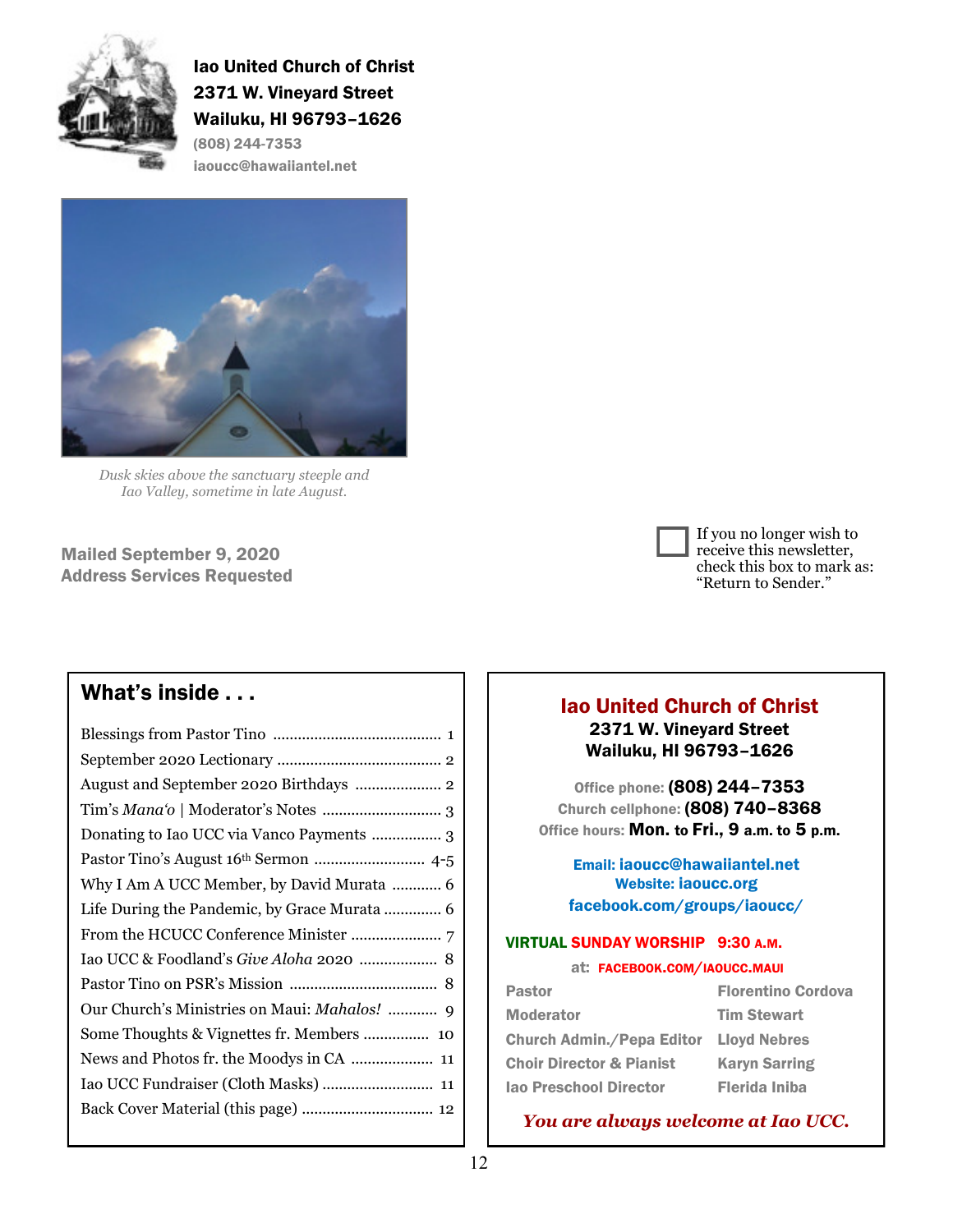**Iao United Church of Christ**
**2371 W. Vineyard Street**
**Wailuku, HI 96793–1626**
(808) 244-7353
iaoucc@hawaiiantel.net

*Dusk skies above the sanctuary steeple and Iao Valley, sometime in late August.*

**Mailed September 9, 2020**
**Address Services Requested**

☐ If you no longer wish to receive this newsletter, check this box to mark as: "Return to Sender."

## What's inside . . .

- Blessings from Pastor Tino ........................................ 1
- September 2020 Lectionary ........................................ 2
- August and September 2020 Birthdays .................... 2
- Tim's *Mana'o* | Moderator's Notes ............................ 3
- Donating to Iao UCC via Vanco Payments ................ 3
- Pastor Tino's August 16th Sermon .......................... 4-5
- Why I Am A UCC Member, by David Murata ............ 6
- Life During the Pandemic, by Grace Murata .............. 6
- From the HCUCC Conference Minister ..................... 7
- Iao UCC & Foodland's *Give Aloha* 2020 .................. 8
- Pastor Tino on PSR's Mission ................................... 8
- Our Church's Ministries on Maui: *Mahalos!* ............ 9
- Some Thoughts & Vignettes fr. Members ............... 10
- News and Photos fr. the Moodys in CA ................... 11
- Iao UCC Fundraiser (Cloth Masks) .......................... 11
- Back Cover Material (this page) ............................... 12

## Iao United Church of Christ

**2371 W. Vineyard Street**
**Wailuku, HI 96793–1626**

Office phone: **(808) 244–7353**
Church cellphone: **(808) 740–8368**
Office hours: **Mon. to Fri., 9 a.m. to 5 p.m.**

**Email: iaoucc@hawaiiantel.net**
**Website: iaoucc.org**
**facebook.com/groups/iaoucc/**

**VIRTUAL SUNDAY WORSHIP 9:30 A.M.**
at: FACEBOOK.COM/IAOUCC.MAUI

| | |
|---|---|
| Pastor | Florentino Cordova |
| Moderator | Tim Stewart |
| Church Admin./Pepa Editor | Lloyd Nebres |
| Choir Director & Pianist | Karyn Sarring |
| Iao Preschool Director | Flerida Iniba |

***You are always welcome at Iao UCC.***